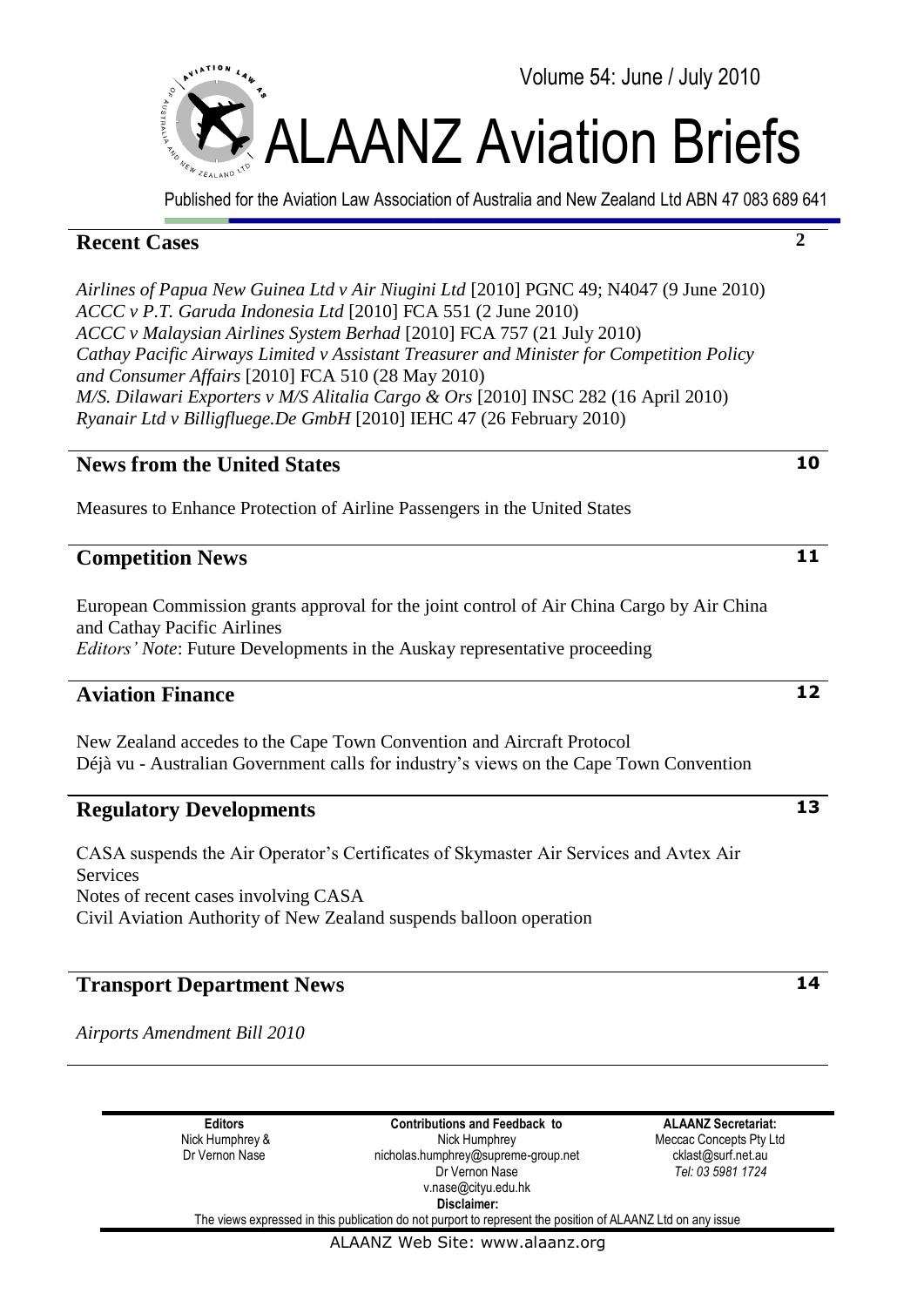Volume 54: June / July 2010

# ALAANZ Aviation Briefs

Published for the Aviation Law Association of Australia and New Zealand Ltd ABN 47 083 689 641

## Recent Cases — 2

*Airlines of Papua New Guinea Ltd v Air Niugini Ltd* [2010] PGNC 49; N4047 (9 June 2010)
*ACCC v P.T. Garuda Indonesia Ltd* [2010] FCA 551 (2 June 2010)
*ACCC v Malaysian Airlines System Berhad* [2010] FCA 757 (21 July 2010)
*Cathay Pacific Airways Limited v Assistant Treasurer and Minister for Competition Policy and Consumer Affairs* [2010] FCA 510 (28 May 2010)
*M/S. Dilawari Exporters v M/S Alitalia Cargo & Ors* [2010] INSC 282 (16 April 2010)
*Ryanair Ltd v Billigfluege.De GmbH* [2010] IEHC 47 (26 February 2010)

## News from the United States — 10

Measures to Enhance Protection of Airline Passengers in the United States

## Competition News — 11

European Commission grants approval for the joint control of Air China Cargo by Air China and Cathay Pacific Airlines
*Editors' Note*: Future Developments in the Auskay representative proceeding

## Aviation Finance — 12

New Zealand accedes to the Cape Town Convention and Aircraft Protocol
Déjà vu - Australian Government calls for industry's views on the Cape Town Convention

## Regulatory Developments — 13

CASA suspends the Air Operator's Certificates of Skymaster Air Services and Avtex Air Services
Notes of recent cases involving CASA
Civil Aviation Authority of New Zealand suspends balloon operation

## Transport Department News — 14

*Airports Amendment Bill 2010*

| **Editors** | **Contributions and Feedback to** | **ALAANZ Secretariat:** |
| --- | --- | --- |
| Nick Humphrey & Dr Vernon Nase | Nick Humphrey nicholas.humphrey@supreme-group.net Dr Vernon Nase v.nase@cityu.edu.hk | Meccac Concepts Pty Ltd cklast@surf.net.au *Tel: 03 5981 1724* |

**Disclaimer:**
The views expressed in this publication do not purport to represent the position of ALAANZ Ltd on any issue

ALAANZ Web Site: www.alaanz.org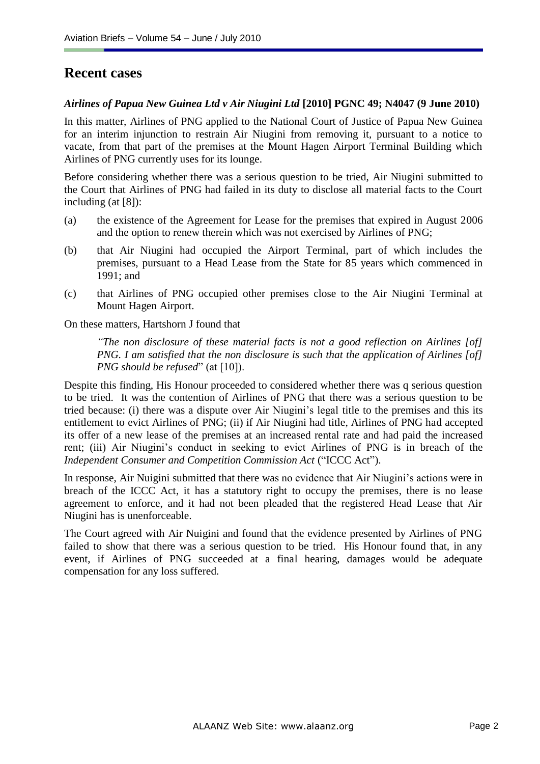# Recent cases

***Airlines of Papua New Guinea Ltd v Air Niugini Ltd* [2010] PGNC 49; N4047 (9 June 2010)**

In this matter, Airlines of PNG applied to the National Court of Justice of Papua New Guinea for an interim injunction to restrain Air Niugini from removing it, pursuant to a notice to vacate, from that part of the premises at the Mount Hagen Airport Terminal Building which Airlines of PNG currently uses for its lounge.

Before considering whether there was a serious question to be tried, Air Niugini submitted to the Court that Airlines of PNG had failed in its duty to disclose all material facts to the Court including (at [8]):

(a) the existence of the Agreement for Lease for the premises that expired in August 2006 and the option to renew therein which was not exercised by Airlines of PNG;

(b) that Air Niugini had occupied the Airport Terminal, part of which includes the premises, pursuant to a Head Lease from the State for 85 years which commenced in 1991; and

(c) that Airlines of PNG occupied other premises close to the Air Niugini Terminal at Mount Hagen Airport.

On these matters, Hartshorn J found that

> *"The non disclosure of these material facts is not a good reflection on Airlines [of] PNG. I am satisfied that the non disclosure is such that the application of Airlines [of] PNG should be refused*" (at [10]).

Despite this finding, His Honour proceeded to considered whether there was q serious question to be tried. It was the contention of Airlines of PNG that there was a serious question to be tried because: (i) there was a dispute over Air Niugini's legal title to the premises and this its entitlement to evict Airlines of PNG; (ii) if Air Niugini had title, Airlines of PNG had accepted its offer of a new lease of the premises at an increased rental rate and had paid the increased rent; (iii) Air Niugini's conduct in seeking to evict Airlines of PNG is in breach of the *Independent Consumer and Competition Commission Act* ("ICCC Act").

In response, Air Nuigini submitted that there was no evidence that Air Niugini's actions were in breach of the ICCC Act, it has a statutory right to occupy the premises, there is no lease agreement to enforce, and it had not been pleaded that the registered Head Lease that Air Niugini has is unenforceable.

The Court agreed with Air Nuigini and found that the evidence presented by Airlines of PNG failed to show that there was a serious question to be tried. His Honour found that, in any event, if Airlines of PNG succeeded at a final hearing, damages would be adequate compensation for any loss suffered.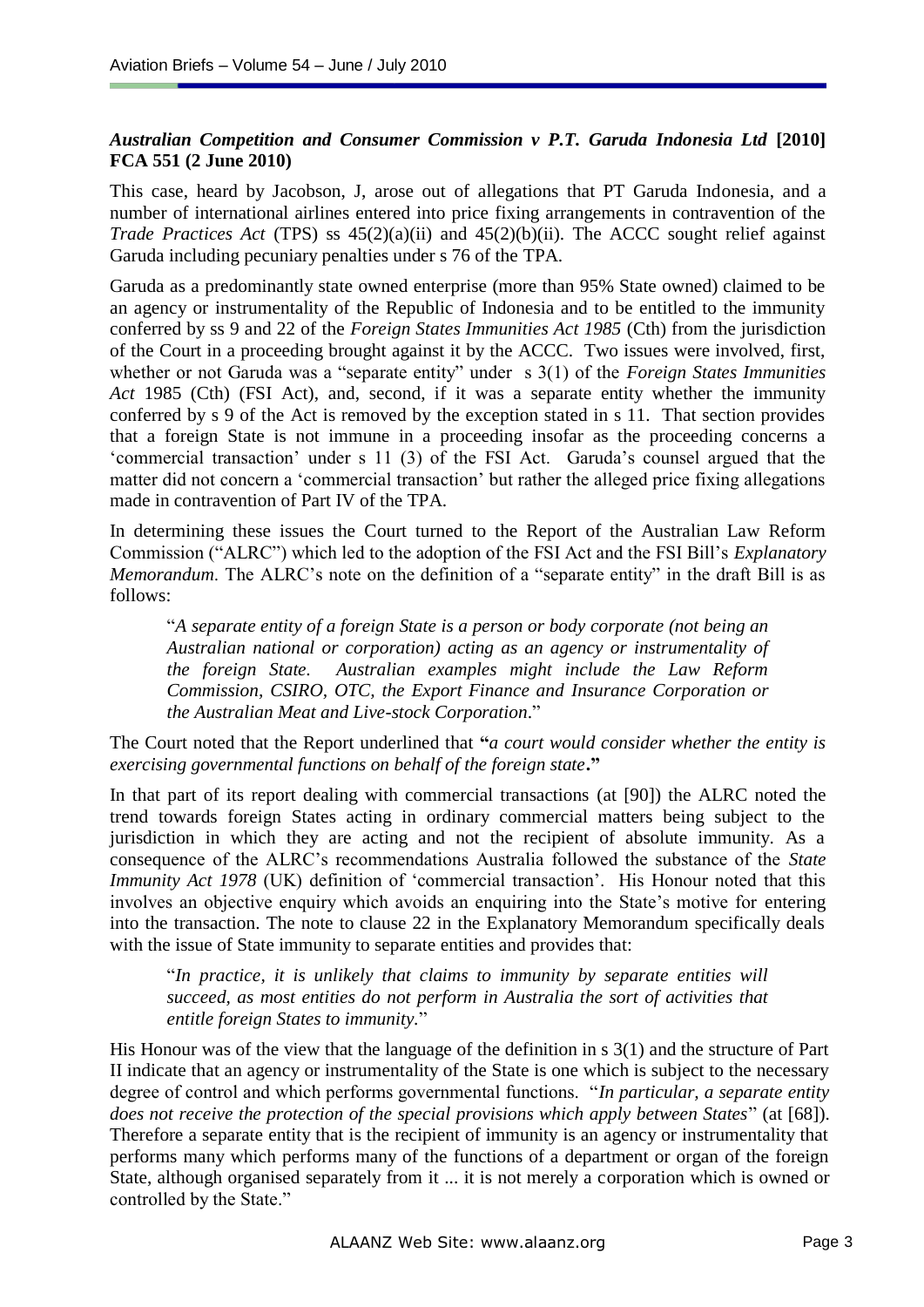***Australian Competition and Consumer Commission v P.T. Garuda Indonesia Ltd* [2010] FCA 551 (2 June 2010)**

This case, heard by Jacobson, J, arose out of allegations that PT Garuda Indonesia, and a number of international airlines entered into price fixing arrangements in contravention of the *Trade Practices Act* (TPS) ss 45(2)(a)(ii) and 45(2)(b)(ii). The ACCC sought relief against Garuda including pecuniary penalties under s 76 of the TPA.

Garuda as a predominantly state owned enterprise (more than 95% State owned) claimed to be an agency or instrumentality of the Republic of Indonesia and to be entitled to the immunity conferred by ss 9 and 22 of the *Foreign States Immunities Act 1985* (Cth) from the jurisdiction of the Court in a proceeding brought against it by the ACCC. Two issues were involved, first, whether or not Garuda was a "separate entity" under s 3(1) of the *Foreign States Immunities Act* 1985 (Cth) (FSI Act), and, second, if it was a separate entity whether the immunity conferred by s 9 of the Act is removed by the exception stated in s 11. That section provides that a foreign State is not immune in a proceeding insofar as the proceeding concerns a 'commercial transaction' under s 11 (3) of the FSI Act. Garuda's counsel argued that the matter did not concern a 'commercial transaction' but rather the alleged price fixing allegations made in contravention of Part IV of the TPA.

In determining these issues the Court turned to the Report of the Australian Law Reform Commission ("ALRC") which led to the adoption of the FSI Act and the FSI Bill's *Explanatory Memorandum*. The ALRC's note on the definition of a "separate entity" in the draft Bill is as follows:

> "*A separate entity of a foreign State is a person or body corporate (not being an Australian national or corporation) acting as an agency or instrumentality of the foreign State. Australian examples might include the Law Reform Commission, CSIRO, OTC, the Export Finance and Insurance Corporation or the Australian Meat and Live-stock Corporation*."

The Court noted that the Report underlined that **"***a court would consider whether the entity is exercising governmental functions on behalf of the foreign state***."**

In that part of its report dealing with commercial transactions (at [90]) the ALRC noted the trend towards foreign States acting in ordinary commercial matters being subject to the jurisdiction in which they are acting and not the recipient of absolute immunity. As a consequence of the ALRC's recommendations Australia followed the substance of the *State Immunity Act 1978* (UK) definition of 'commercial transaction'. His Honour noted that this involves an objective enquiry which avoids an enquiring into the State's motive for entering into the transaction. The note to clause 22 in the Explanatory Memorandum specifically deals with the issue of State immunity to separate entities and provides that:

> "*In practice, it is unlikely that claims to immunity by separate entities will succeed, as most entities do not perform in Australia the sort of activities that entitle foreign States to immunity*."

His Honour was of the view that the language of the definition in s 3(1) and the structure of Part II indicate that an agency or instrumentality of the State is one which is subject to the necessary degree of control and which performs governmental functions. "*In particular, a separate entity does not receive the protection of the special provisions which apply between States*" (at [68]). Therefore a separate entity that is the recipient of immunity is an agency or instrumentality that performs many which performs many of the functions of a department or organ of the foreign State, although organised separately from it ... it is not merely a corporation which is owned or controlled by the State."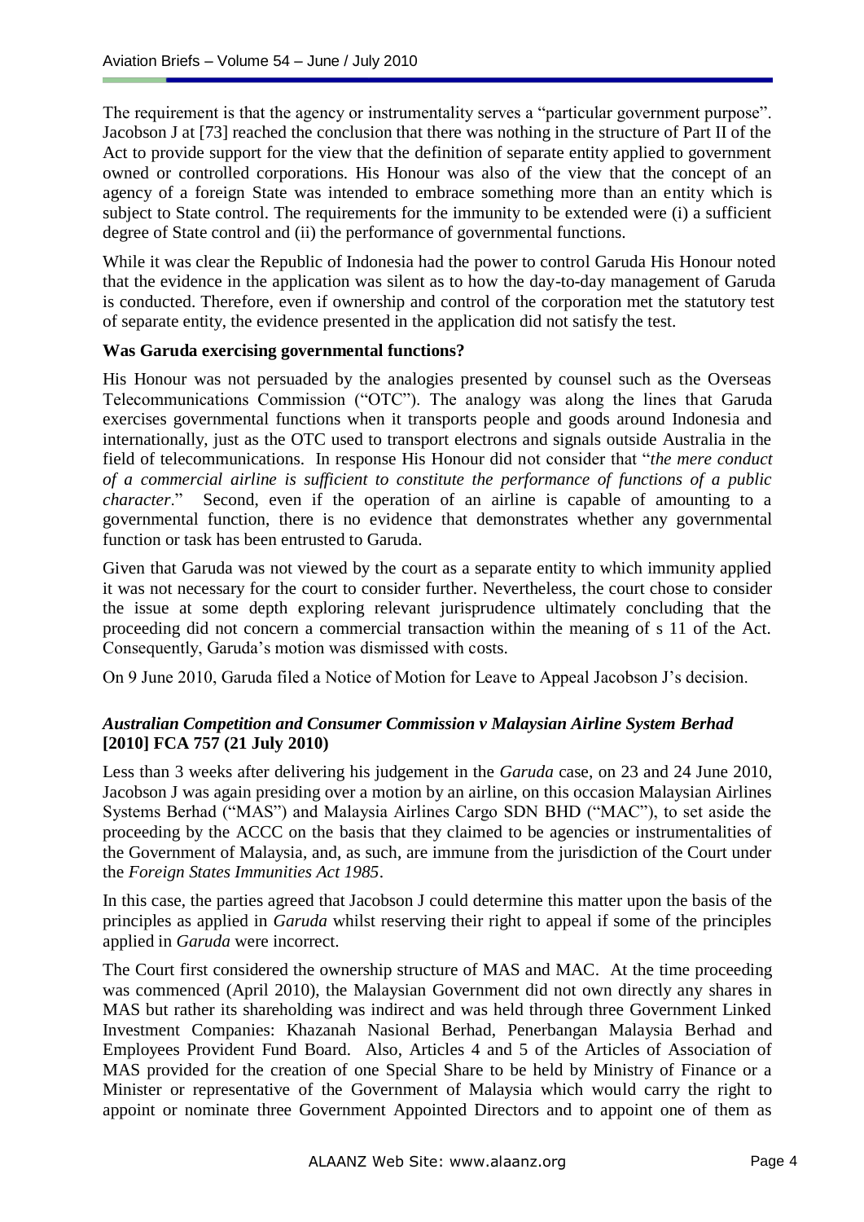The requirement is that the agency or instrumentality serves a "particular government purpose". Jacobson J at [73] reached the conclusion that there was nothing in the structure of Part II of the Act to provide support for the view that the definition of separate entity applied to government owned or controlled corporations. His Honour was also of the view that the concept of an agency of a foreign State was intended to embrace something more than an entity which is subject to State control. The requirements for the immunity to be extended were (i) a sufficient degree of State control and (ii) the performance of governmental functions.

While it was clear the Republic of Indonesia had the power to control Garuda His Honour noted that the evidence in the application was silent as to how the day-to-day management of Garuda is conducted. Therefore, even if ownership and control of the corporation met the statutory test of separate entity, the evidence presented in the application did not satisfy the test.

**Was Garuda exercising governmental functions?**

His Honour was not persuaded by the analogies presented by counsel such as the Overseas Telecommunications Commission ("OTC"). The analogy was along the lines that Garuda exercises governmental functions when it transports people and goods around Indonesia and internationally, just as the OTC used to transport electrons and signals outside Australia in the field of telecommunications. In response His Honour did not consider that "*the mere conduct of a commercial airline is sufficient to constitute the performance of functions of a public character*." Second, even if the operation of an airline is capable of amounting to a governmental function, there is no evidence that demonstrates whether any governmental function or task has been entrusted to Garuda.

Given that Garuda was not viewed by the court as a separate entity to which immunity applied it was not necessary for the court to consider further. Nevertheless, the court chose to consider the issue at some depth exploring relevant jurisprudence ultimately concluding that the proceeding did not concern a commercial transaction within the meaning of s 11 of the Act. Consequently, Garuda's motion was dismissed with costs.

On 9 June 2010, Garuda filed a Notice of Motion for Leave to Appeal Jacobson J's decision.

***Australian Competition and Consumer Commission v Malaysian Airline System Berhad* [2010] FCA 757 (21 July 2010)**

Less than 3 weeks after delivering his judgement in the *Garuda* case, on 23 and 24 June 2010, Jacobson J was again presiding over a motion by an airline, on this occasion Malaysian Airlines Systems Berhad ("MAS") and Malaysia Airlines Cargo SDN BHD ("MAC"), to set aside the proceeding by the ACCC on the basis that they claimed to be agencies or instrumentalities of the Government of Malaysia, and, as such, are immune from the jurisdiction of the Court under the *Foreign States Immunities Act 1985*.

In this case, the parties agreed that Jacobson J could determine this matter upon the basis of the principles as applied in *Garuda* whilst reserving their right to appeal if some of the principles applied in *Garuda* were incorrect.

The Court first considered the ownership structure of MAS and MAC. At the time proceeding was commenced (April 2010), the Malaysian Government did not own directly any shares in MAS but rather its shareholding was indirect and was held through three Government Linked Investment Companies: Khazanah Nasional Berhad, Penerbangan Malaysia Berhad and Employees Provident Fund Board. Also, Articles 4 and 5 of the Articles of Association of MAS provided for the creation of one Special Share to be held by Ministry of Finance or a Minister or representative of the Government of Malaysia which would carry the right to appoint or nominate three Government Appointed Directors and to appoint one of them as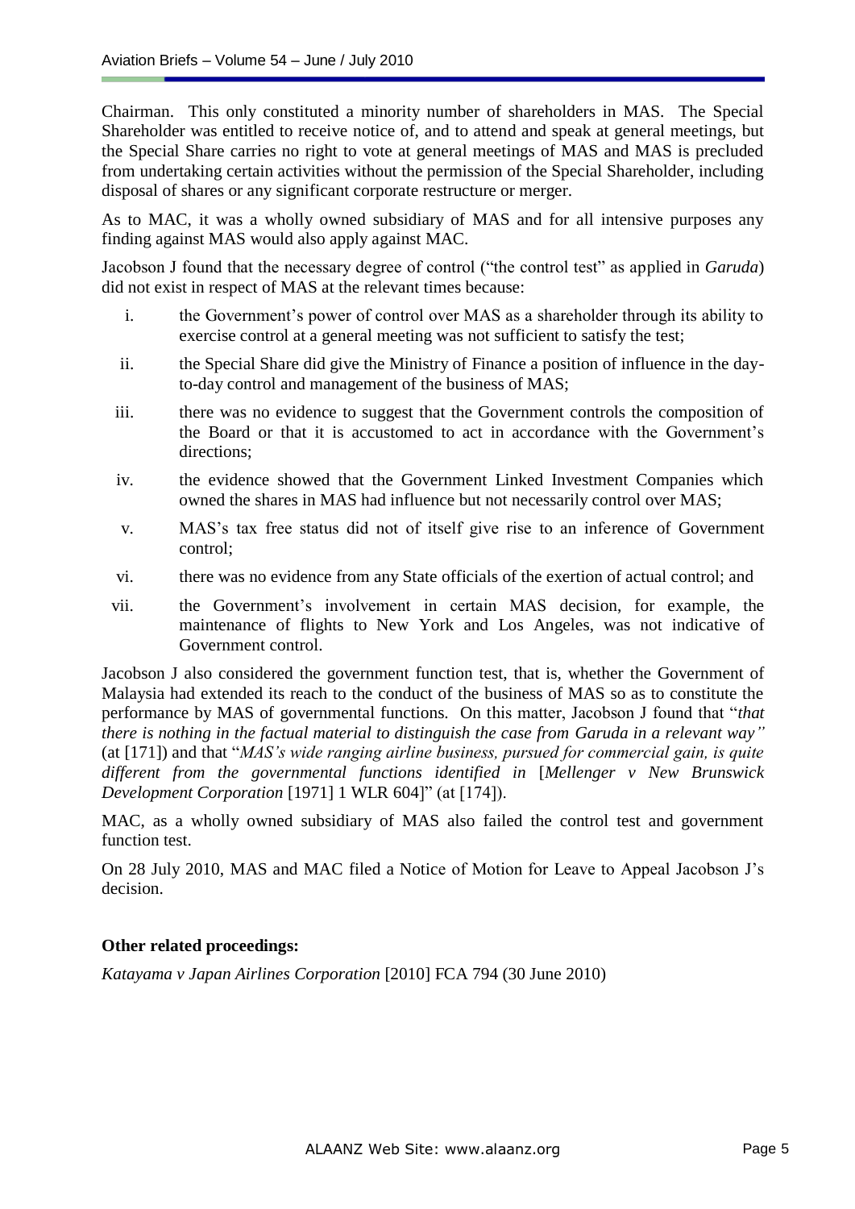Chairman. This only constituted a minority number of shareholders in MAS. The Special Shareholder was entitled to receive notice of, and to attend and speak at general meetings, but the Special Share carries no right to vote at general meetings of MAS and MAS is precluded from undertaking certain activities without the permission of the Special Shareholder, including disposal of shares or any significant corporate restructure or merger.

As to MAC, it was a wholly owned subsidiary of MAS and for all intensive purposes any finding against MAS would also apply against MAC.

Jacobson J found that the necessary degree of control ("the control test" as applied in *Garuda*) did not exist in respect of MAS at the relevant times because:

i. the Government's power of control over MAS as a shareholder through its ability to exercise control at a general meeting was not sufficient to satisfy the test;

ii. the Special Share did give the Ministry of Finance a position of influence in the day-to-day control and management of the business of MAS;

iii. there was no evidence to suggest that the Government controls the composition of the Board or that it is accustomed to act in accordance with the Government's directions;

iv. the evidence showed that the Government Linked Investment Companies which owned the shares in MAS had influence but not necessarily control over MAS;

v. MAS's tax free status did not of itself give rise to an inference of Government control;

vi. there was no evidence from any State officials of the exertion of actual control; and

vii. the Government's involvement in certain MAS decision, for example, the maintenance of flights to New York and Los Angeles, was not indicative of Government control.

Jacobson J also considered the government function test, that is, whether the Government of Malaysia had extended its reach to the conduct of the business of MAS so as to constitute the performance by MAS of governmental functions. On this matter, Jacobson J found that "*that there is nothing in the factual material to distinguish the case from Garuda in a relevant way"* (at [171]) and that "*MAS's wide ranging airline business, pursued for commercial gain, is quite different from the governmental functions identified in* [*Mellenger v New Brunswick Development Corporation* [1971] 1 WLR 604]" (at [174]).

MAC, as a wholly owned subsidiary of MAS also failed the control test and government function test.

On 28 July 2010, MAS and MAC filed a Notice of Motion for Leave to Appeal Jacobson J's decision.

**Other related proceedings:**

*Katayama v Japan Airlines Corporation* [2010] FCA 794 (30 June 2010)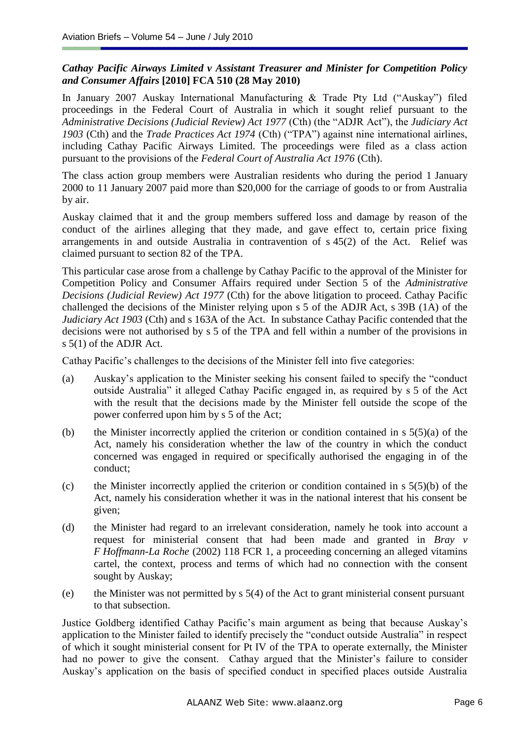### *Cathay Pacific Airways Limited v Assistant Treasurer and Minister for Competition Policy and Consumer Affairs* [2010] FCA 510 (28 May 2010)

In January 2007 Auskay International Manufacturing & Trade Pty Ltd ("Auskay") filed proceedings in the Federal Court of Australia in which it sought relief pursuant to the *Administrative Decisions (Judicial Review) Act 1977* (Cth) (the "ADJR Act"), the *Judiciary Act 1903* (Cth) and the *Trade Practices Act 1974* (Cth) ("TPA") against nine international airlines, including Cathay Pacific Airways Limited. The proceedings were filed as a class action pursuant to the provisions of the *Federal Court of Australia Act 1976* (Cth).

The class action group members were Australian residents who during the period 1 January 2000 to 11 January 2007 paid more than $20,000 for the carriage of goods to or from Australia by air.

Auskay claimed that it and the group members suffered loss and damage by reason of the conduct of the airlines alleging that they made, and gave effect to, certain price fixing arrangements in and outside Australia in contravention of s 45(2) of the Act. Relief was claimed pursuant to section 82 of the TPA.

This particular case arose from a challenge by Cathay Pacific to the approval of the Minister for Competition Policy and Consumer Affairs required under Section 5 of the *Administrative Decisions (Judicial Review) Act 1977* (Cth) for the above litigation to proceed. Cathay Pacific challenged the decisions of the Minister relying upon s 5 of the ADJR Act, s 39B (1A) of the *Judiciary Act 1903* (Cth) and s 163A of the Act. In substance Cathay Pacific contended that the decisions were not authorised by s 5 of the TPA and fell within a number of the provisions in s 5(1) of the ADJR Act.

Cathay Pacific's challenges to the decisions of the Minister fell into five categories:

(a) Auskay's application to the Minister seeking his consent failed to specify the "conduct outside Australia" it alleged Cathay Pacific engaged in, as required by s 5 of the Act with the result that the decisions made by the Minister fell outside the scope of the power conferred upon him by s 5 of the Act;

(b) the Minister incorrectly applied the criterion or condition contained in s 5(5)(a) of the Act, namely his consideration whether the law of the country in which the conduct concerned was engaged in required or specifically authorised the engaging in of the conduct;

(c) the Minister incorrectly applied the criterion or condition contained in s 5(5)(b) of the Act, namely his consideration whether it was in the national interest that his consent be given;

(d) the Minister had regard to an irrelevant consideration, namely he took into account a request for ministerial consent that had been made and granted in *Bray v F Hoffmann-La Roche* (2002) 118 FCR 1, a proceeding concerning an alleged vitamins cartel, the context, process and terms of which had no connection with the consent sought by Auskay;

(e) the Minister was not permitted by s 5(4) of the Act to grant ministerial consent pursuant to that subsection.

Justice Goldberg identified Cathay Pacific's main argument as being that because Auskay's application to the Minister failed to identify precisely the "conduct outside Australia" in respect of which it sought ministerial consent for Pt IV of the TPA to operate externally, the Minister had no power to give the consent. Cathay argued that the Minister's failure to consider Auskay's application on the basis of specified conduct in specified places outside Australia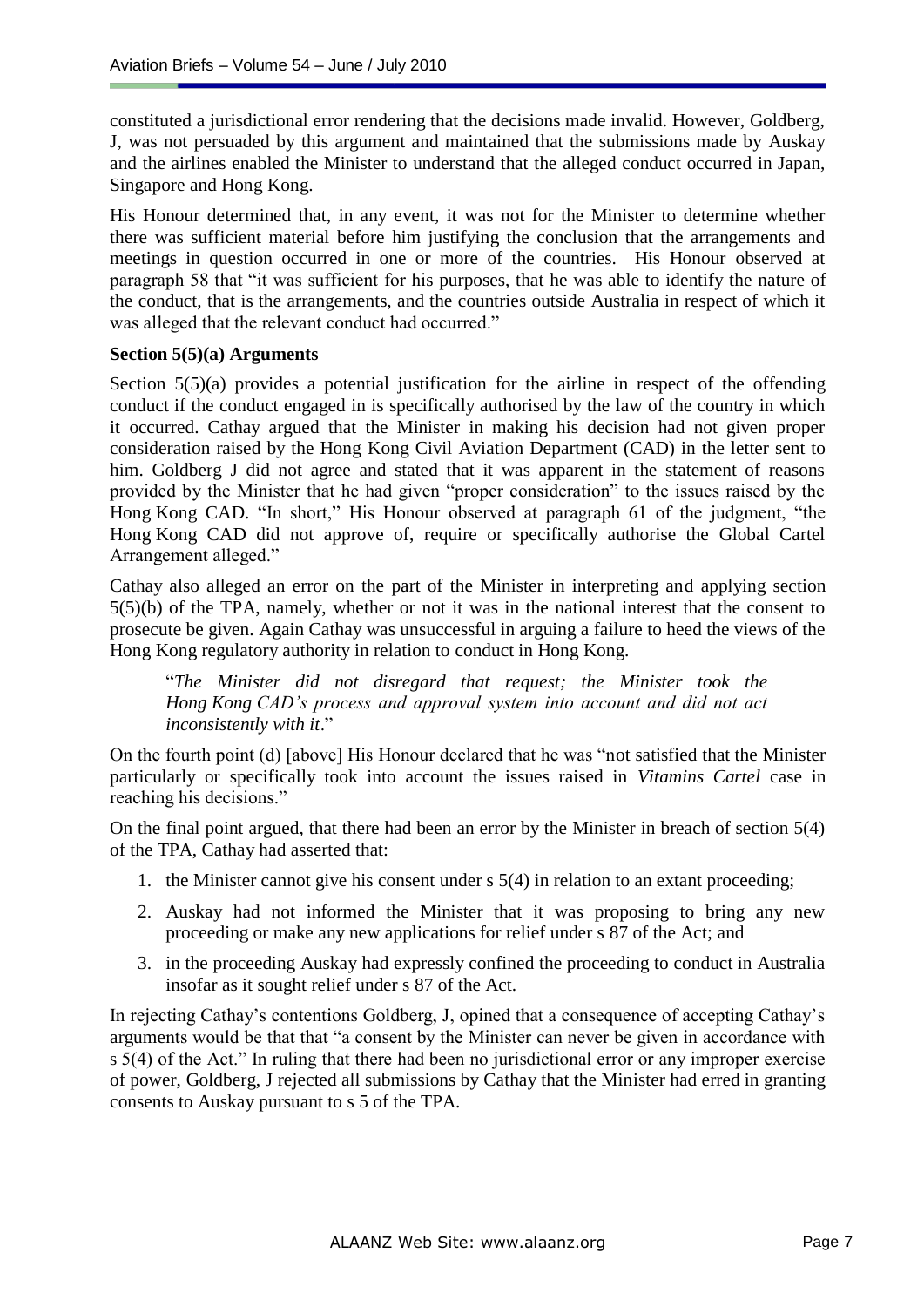constituted a jurisdictional error rendering that the decisions made invalid. However, Goldberg, J, was not persuaded by this argument and maintained that the submissions made by Auskay and the airlines enabled the Minister to understand that the alleged conduct occurred in Japan, Singapore and Hong Kong.

His Honour determined that, in any event, it was not for the Minister to determine whether there was sufficient material before him justifying the conclusion that the arrangements and meetings in question occurred in one or more of the countries. His Honour observed at paragraph 58 that "it was sufficient for his purposes, that he was able to identify the nature of the conduct, that is the arrangements, and the countries outside Australia in respect of which it was alleged that the relevant conduct had occurred."

**Section 5(5)(a) Arguments**

Section 5(5)(a) provides a potential justification for the airline in respect of the offending conduct if the conduct engaged in is specifically authorised by the law of the country in which it occurred. Cathay argued that the Minister in making his decision had not given proper consideration raised by the Hong Kong Civil Aviation Department (CAD) in the letter sent to him. Goldberg J did not agree and stated that it was apparent in the statement of reasons provided by the Minister that he had given "proper consideration" to the issues raised by the Hong Kong CAD. "In short," His Honour observed at paragraph 61 of the judgment, "the Hong Kong CAD did not approve of, require or specifically authorise the Global Cartel Arrangement alleged."

Cathay also alleged an error on the part of the Minister in interpreting and applying section 5(5)(b) of the TPA, namely, whether or not it was in the national interest that the consent to prosecute be given. Again Cathay was unsuccessful in arguing a failure to heed the views of the Hong Kong regulatory authority in relation to conduct in Hong Kong.

> "*The Minister did not disregard that request; the Minister took the Hong Kong CAD's process and approval system into account and did not act inconsistently with it*."

On the fourth point (d) [above] His Honour declared that he was "not satisfied that the Minister particularly or specifically took into account the issues raised in *Vitamins Cartel* case in reaching his decisions."

On the final point argued, that there had been an error by the Minister in breach of section 5(4) of the TPA, Cathay had asserted that:

1. the Minister cannot give his consent under s 5(4) in relation to an extant proceeding;
2. Auskay had not informed the Minister that it was proposing to bring any new proceeding or make any new applications for relief under s 87 of the Act; and
3. in the proceeding Auskay had expressly confined the proceeding to conduct in Australia insofar as it sought relief under s 87 of the Act.

In rejecting Cathay's contentions Goldberg, J, opined that a consequence of accepting Cathay's arguments would be that that "a consent by the Minister can never be given in accordance with s 5(4) of the Act." In ruling that there had been no jurisdictional error or any improper exercise of power, Goldberg, J rejected all submissions by Cathay that the Minister had erred in granting consents to Auskay pursuant to s 5 of the TPA.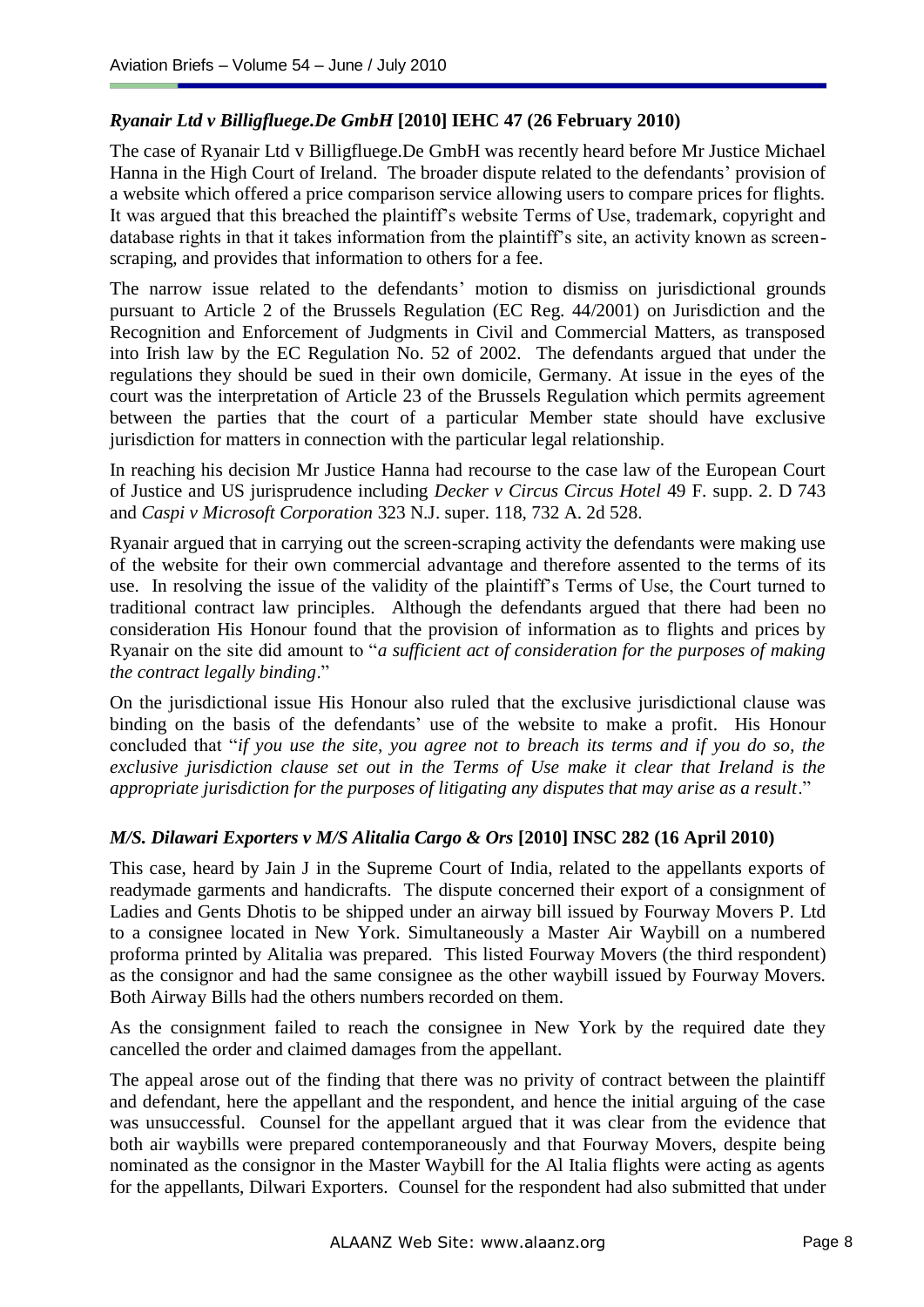### *Ryanair Ltd v Billigfluege.De GmbH* [2010] IEHC 47 (26 February 2010)

The case of Ryanair Ltd v Billigfluege.De GmbH was recently heard before Mr Justice Michael Hanna in the High Court of Ireland. The broader dispute related to the defendants' provision of a website which offered a price comparison service allowing users to compare prices for flights. It was argued that this breached the plaintiff's website Terms of Use, trademark, copyright and database rights in that it takes information from the plaintiff's site, an activity known as screen-scraping, and provides that information to others for a fee.

The narrow issue related to the defendants' motion to dismiss on jurisdictional grounds pursuant to Article 2 of the Brussels Regulation (EC Reg. 44/2001) on Jurisdiction and the Recognition and Enforcement of Judgments in Civil and Commercial Matters, as transposed into Irish law by the EC Regulation No. 52 of 2002. The defendants argued that under the regulations they should be sued in their own domicile, Germany. At issue in the eyes of the court was the interpretation of Article 23 of the Brussels Regulation which permits agreement between the parties that the court of a particular Member state should have exclusive jurisdiction for matters in connection with the particular legal relationship.

In reaching his decision Mr Justice Hanna had recourse to the case law of the European Court of Justice and US jurisprudence including *Decker v Circus Circus Hotel* 49 F. supp. 2. D 743 and *Caspi v Microsoft Corporation* 323 N.J. super. 118, 732 A. 2d 528.

Ryanair argued that in carrying out the screen-scraping activity the defendants were making use of the website for their own commercial advantage and therefore assented to the terms of its use. In resolving the issue of the validity of the plaintiff's Terms of Use, the Court turned to traditional contract law principles. Although the defendants argued that there had been no consideration His Honour found that the provision of information as to flights and prices by Ryanair on the site did amount to "*a sufficient act of consideration for the purposes of making the contract legally binding*."

On the jurisdictional issue His Honour also ruled that the exclusive jurisdictional clause was binding on the basis of the defendants' use of the website to make a profit. His Honour concluded that "*if you use the site, you agree not to breach its terms and if you do so, the exclusive jurisdiction clause set out in the Terms of Use make it clear that Ireland is the appropriate jurisdiction for the purposes of litigating any disputes that may arise as a result*."

### *M/S. Dilawari Exporters v M/S Alitalia Cargo & Ors* [2010] INSC 282 (16 April 2010)

This case, heard by Jain J in the Supreme Court of India, related to the appellants exports of readymade garments and handicrafts. The dispute concerned their export of a consignment of Ladies and Gents Dhotis to be shipped under an airway bill issued by Fourway Movers P. Ltd to a consignee located in New York. Simultaneously a Master Air Waybill on a numbered proforma printed by Alitalia was prepared. This listed Fourway Movers (the third respondent) as the consignor and had the same consignee as the other waybill issued by Fourway Movers. Both Airway Bills had the others numbers recorded on them.

As the consignment failed to reach the consignee in New York by the required date they cancelled the order and claimed damages from the appellant.

The appeal arose out of the finding that there was no privity of contract between the plaintiff and defendant, here the appellant and the respondent, and hence the initial arguing of the case was unsuccessful. Counsel for the appellant argued that it was clear from the evidence that both air waybills were prepared contemporaneously and that Fourway Movers, despite being nominated as the consignor in the Master Waybill for the Al Italia flights were acting as agents for the appellants, Dilwari Exporters. Counsel for the respondent had also submitted that under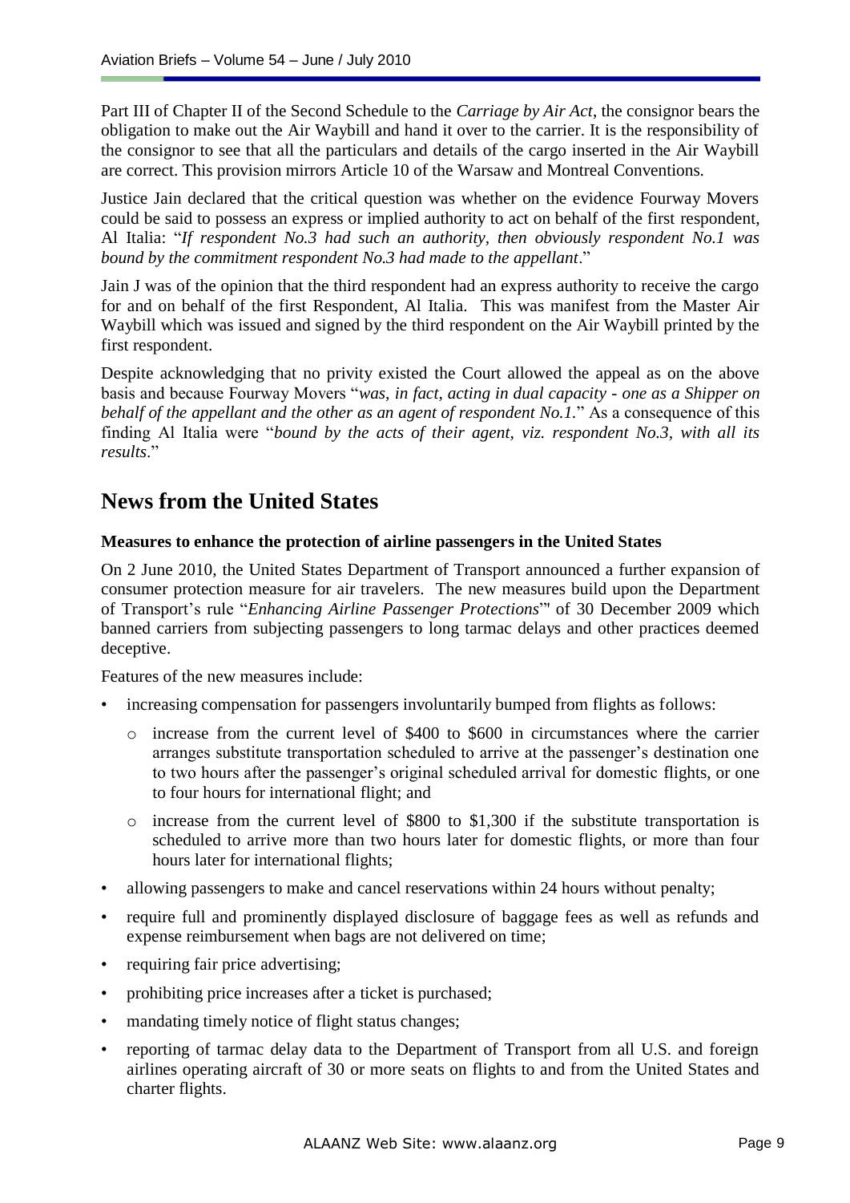Part III of Chapter II of the Second Schedule to the *Carriage by Air Act*, the consignor bears the obligation to make out the Air Waybill and hand it over to the carrier. It is the responsibility of the consignor to see that all the particulars and details of the cargo inserted in the Air Waybill are correct. This provision mirrors Article 10 of the Warsaw and Montreal Conventions.

Justice Jain declared that the critical question was whether on the evidence Fourway Movers could be said to possess an express or implied authority to act on behalf of the first respondent, Al Italia: "*If respondent No.3 had such an authority, then obviously respondent No.1 was bound by the commitment respondent No.3 had made to the appellant*."

Jain J was of the opinion that the third respondent had an express authority to receive the cargo for and on behalf of the first Respondent, Al Italia. This was manifest from the Master Air Waybill which was issued and signed by the third respondent on the Air Waybill printed by the first respondent.

Despite acknowledging that no privity existed the Court allowed the appeal as on the above basis and because Fourway Movers "*was, in fact, acting in dual capacity - one as a Shipper on behalf of the appellant and the other as an agent of respondent No.1.*" As a consequence of this finding Al Italia were "*bound by the acts of their agent, viz. respondent No.3, with all its results*."

## News from the United States

**Measures to enhance the protection of airline passengers in the United States**

On 2 June 2010, the United States Department of Transport announced a further expansion of consumer protection measure for air travelers. The new measures build upon the Department of Transport's rule "*Enhancing Airline Passenger Protections*"' of 30 December 2009 which banned carriers from subjecting passengers to long tarmac delays and other practices deemed deceptive.

Features of the new measures include:

- increasing compensation for passengers involuntarily bumped from flights as follows:
  - increase from the current level of $400 to $600 in circumstances where the carrier arranges substitute transportation scheduled to arrive at the passenger's destination one to two hours after the passenger's original scheduled arrival for domestic flights, or one to four hours for international flight; and
  - increase from the current level of $800 to $1,300 if the substitute transportation is scheduled to arrive more than two hours later for domestic flights, or more than four hours later for international flights;
- allowing passengers to make and cancel reservations within 24 hours without penalty;
- require full and prominently displayed disclosure of baggage fees as well as refunds and expense reimbursement when bags are not delivered on time;
- requiring fair price advertising;
- prohibiting price increases after a ticket is purchased;
- mandating timely notice of flight status changes;
- reporting of tarmac delay data to the Department of Transport from all U.S. and foreign airlines operating aircraft of 30 or more seats on flights to and from the United States and charter flights.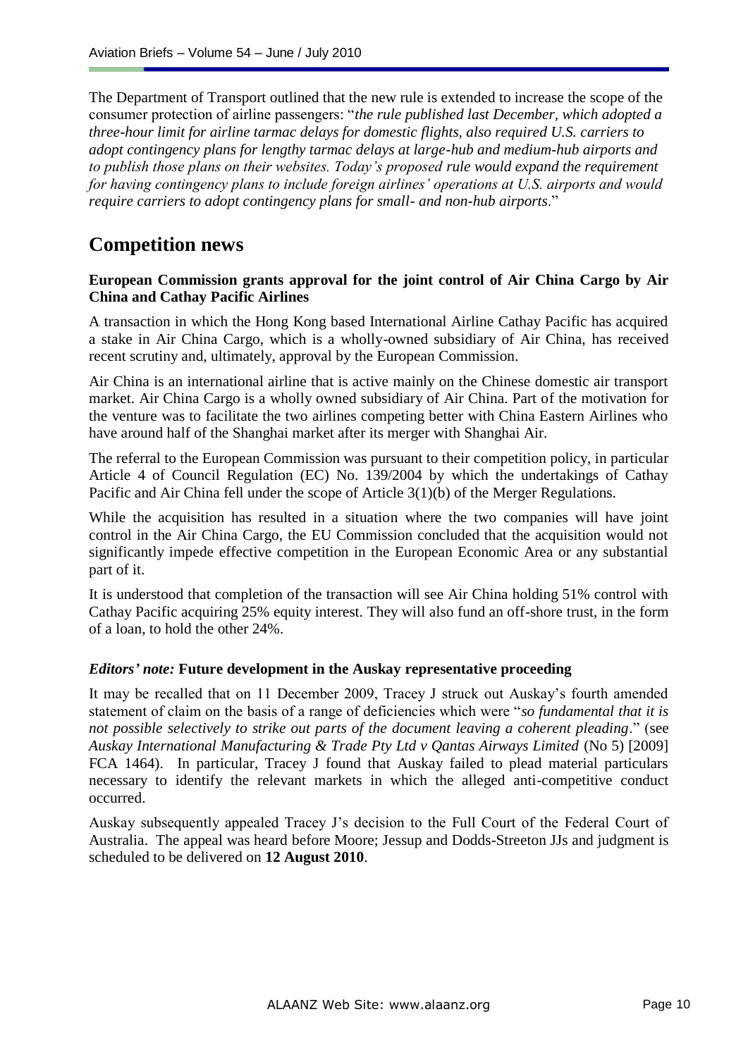The Department of Transport outlined that the new rule is extended to increase the scope of the consumer protection of airline passengers: "*the rule published last December, which adopted a three-hour limit for airline tarmac delays for domestic flights, also required U.S. carriers to adopt contingency plans for lengthy tarmac delays at large-hub and medium-hub airports and to publish those plans on their websites. Today's proposed rule would expand the requirement for having contingency plans to include foreign airlines' operations at U.S. airports and would require carriers to adopt contingency plans for small- and non-hub airports*."

# Competition news

**European Commission grants approval for the joint control of Air China Cargo by Air China and Cathay Pacific Airlines**

A transaction in which the Hong Kong based International Airline Cathay Pacific has acquired a stake in Air China Cargo, which is a wholly-owned subsidiary of Air China, has received recent scrutiny and, ultimately, approval by the European Commission.

Air China is an international airline that is active mainly on the Chinese domestic air transport market. Air China Cargo is a wholly owned subsidiary of Air China. Part of the motivation for the venture was to facilitate the two airlines competing better with China Eastern Airlines who have around half of the Shanghai market after its merger with Shanghai Air.

The referral to the European Commission was pursuant to their competition policy, in particular Article 4 of Council Regulation (EC) No. 139/2004 by which the undertakings of Cathay Pacific and Air China fell under the scope of Article 3(1)(b) of the Merger Regulations.

While the acquisition has resulted in a situation where the two companies will have joint control in the Air China Cargo, the EU Commission concluded that the acquisition would not significantly impede effective competition in the European Economic Area or any substantial part of it.

It is understood that completion of the transaction will see Air China holding 51% control with Cathay Pacific acquiring 25% equity interest. They will also fund an off-shore trust, in the form of a loan, to hold the other 24%.

***Editors' note:*** **Future development in the Auskay representative proceeding**

It may be recalled that on 11 December 2009, Tracey J struck out Auskay's fourth amended statement of claim on the basis of a range of deficiencies which were "*so fundamental that it is not possible selectively to strike out parts of the document leaving a coherent pleading*." (see *Auskay International Manufacturing & Trade Pty Ltd v Qantas Airways Limited* (No 5) [2009] FCA 1464). In particular, Tracey J found that Auskay failed to plead material particulars necessary to identify the relevant markets in which the alleged anti-competitive conduct occurred.

Auskay subsequently appealed Tracey J's decision to the Full Court of the Federal Court of Australia. The appeal was heard before Moore; Jessup and Dodds-Streeton JJs and judgment is scheduled to be delivered on **12 August 2010**.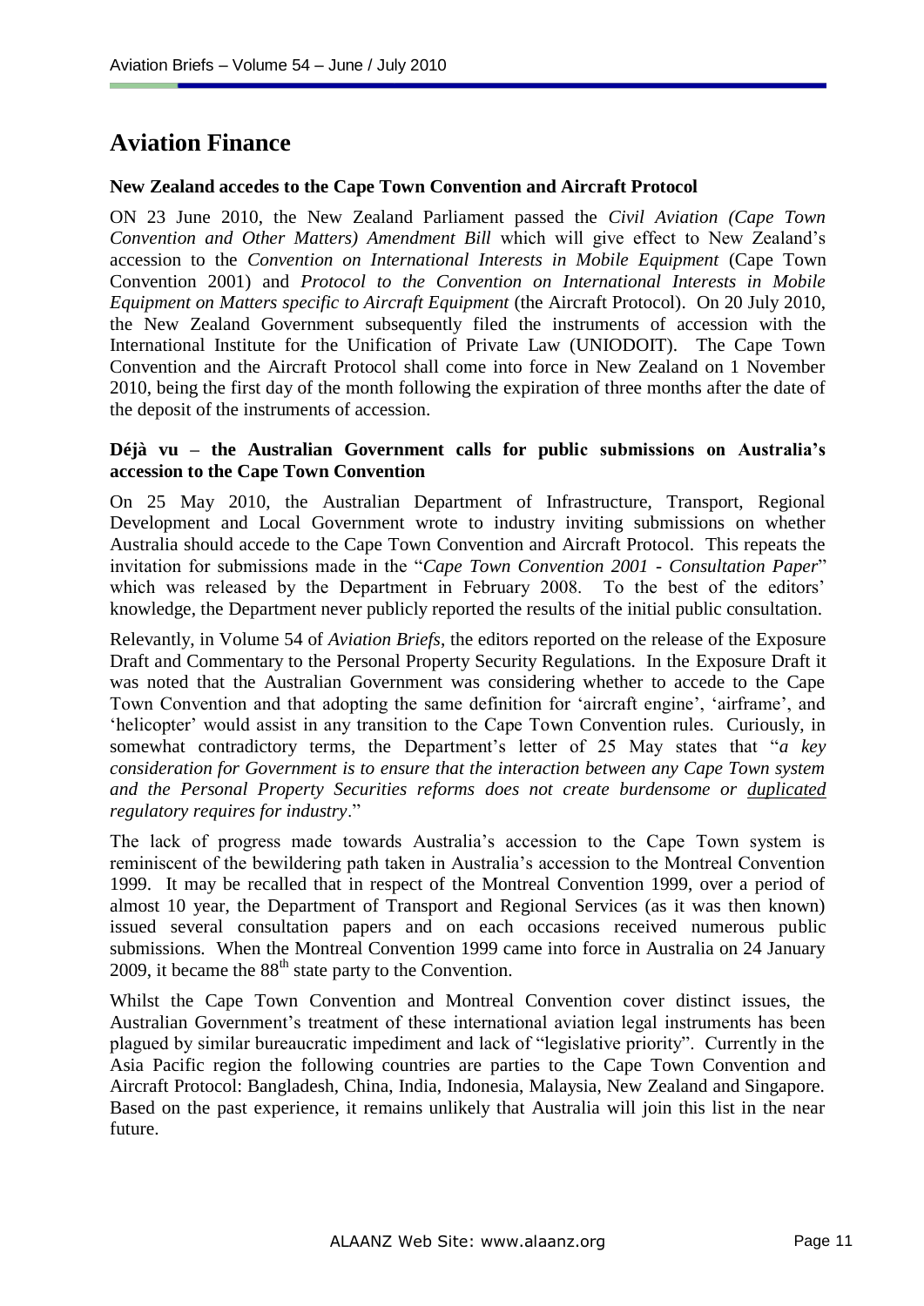# Aviation Finance

**New Zealand accedes to the Cape Town Convention and Aircraft Protocol**

ON 23 June 2010, the New Zealand Parliament passed the *Civil Aviation (Cape Town Convention and Other Matters) Amendment Bill* which will give effect to New Zealand's accession to the *Convention on International Interests in Mobile Equipment* (Cape Town Convention 2001) and *Protocol to the Convention on International Interests in Mobile Equipment on Matters specific to Aircraft Equipment* (the Aircraft Protocol). On 20 July 2010, the New Zealand Government subsequently filed the instruments of accession with the International Institute for the Unification of Private Law (UNIODOIT). The Cape Town Convention and the Aircraft Protocol shall come into force in New Zealand on 1 November 2010, being the first day of the month following the expiration of three months after the date of the deposit of the instruments of accession.

**Déjà vu – the Australian Government calls for public submissions on Australia's accession to the Cape Town Convention**

On 25 May 2010, the Australian Department of Infrastructure, Transport, Regional Development and Local Government wrote to industry inviting submissions on whether Australia should accede to the Cape Town Convention and Aircraft Protocol. This repeats the invitation for submissions made in the "*Cape Town Convention 2001 - Consultation Paper*" which was released by the Department in February 2008. To the best of the editors' knowledge, the Department never publicly reported the results of the initial public consultation.

Relevantly, in Volume 54 of *Aviation Briefs*, the editors reported on the release of the Exposure Draft and Commentary to the Personal Property Security Regulations. In the Exposure Draft it was noted that the Australian Government was considering whether to accede to the Cape Town Convention and that adopting the same definition for 'aircraft engine', 'airframe', and 'helicopter' would assist in any transition to the Cape Town Convention rules. Curiously, in somewhat contradictory terms, the Department's letter of 25 May states that "*a key consideration for Government is to ensure that the interaction between any Cape Town system and the Personal Property Securities reforms does not create burdensome or duplicated regulatory requires for industry*."

The lack of progress made towards Australia's accession to the Cape Town system is reminiscent of the bewildering path taken in Australia's accession to the Montreal Convention 1999. It may be recalled that in respect of the Montreal Convention 1999, over a period of almost 10 year, the Department of Transport and Regional Services (as it was then known) issued several consultation papers and on each occasions received numerous public submissions. When the Montreal Convention 1999 came into force in Australia on 24 January 2009, it became the 88th state party to the Convention.

Whilst the Cape Town Convention and Montreal Convention cover distinct issues, the Australian Government's treatment of these international aviation legal instruments has been plagued by similar bureaucratic impediment and lack of "legislative priority". Currently in the Asia Pacific region the following countries are parties to the Cape Town Convention and Aircraft Protocol: Bangladesh, China, India, Indonesia, Malaysia, New Zealand and Singapore. Based on the past experience, it remains unlikely that Australia will join this list in the near future.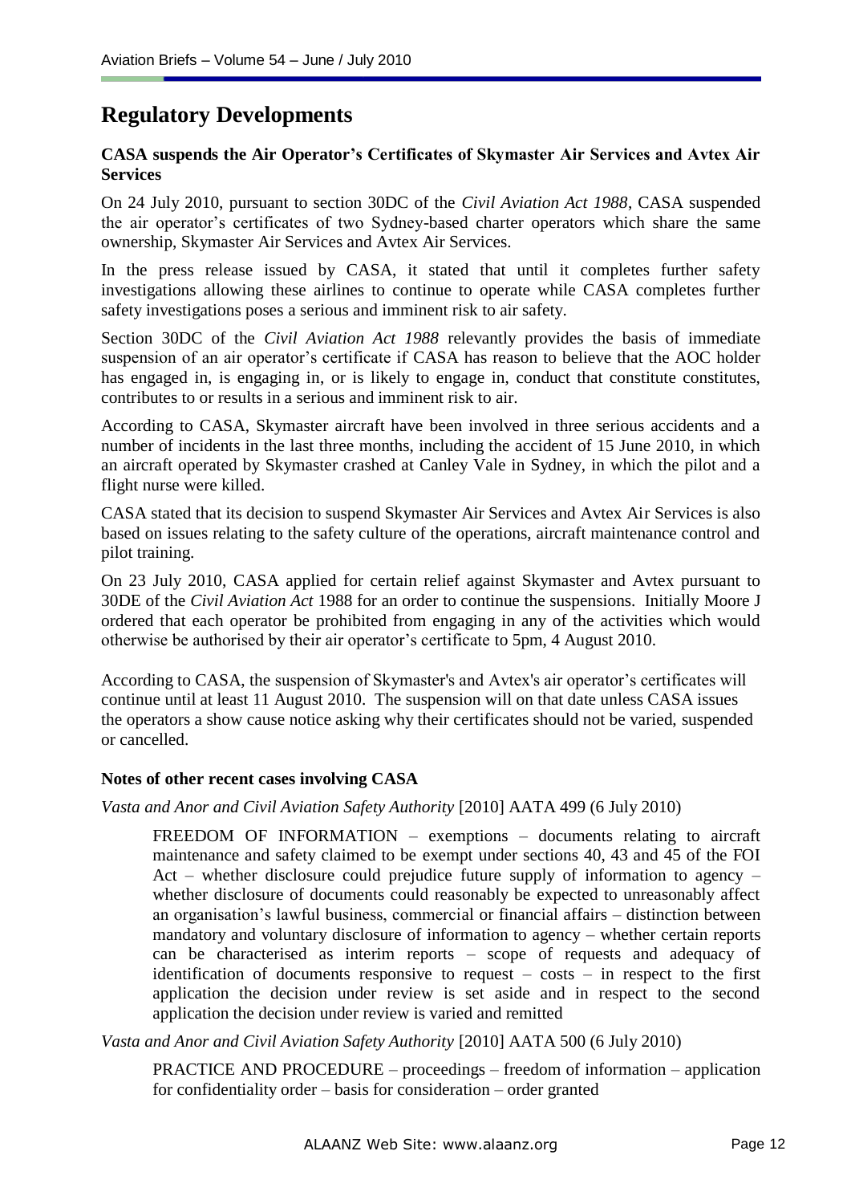## Regulatory Developments

### CASA suspends the Air Operator's Certificates of Skymaster Air Services and Avtex Air Services

On 24 July 2010, pursuant to section 30DC of the *Civil Aviation Act 1988*, CASA suspended the air operator's certificates of two Sydney-based charter operators which share the same ownership, Skymaster Air Services and Avtex Air Services.

In the press release issued by CASA, it stated that until it completes further safety investigations allowing these airlines to continue to operate while CASA completes further safety investigations poses a serious and imminent risk to air safety.

Section 30DC of the *Civil Aviation Act 1988* relevantly provides the basis of immediate suspension of an air operator's certificate if CASA has reason to believe that the AOC holder has engaged in, is engaging in, or is likely to engage in, conduct that constitute constitutes, contributes to or results in a serious and imminent risk to air.

According to CASA, Skymaster aircraft have been involved in three serious accidents and a number of incidents in the last three months, including the accident of 15 June 2010, in which an aircraft operated by Skymaster crashed at Canley Vale in Sydney, in which the pilot and a flight nurse were killed.

CASA stated that its decision to suspend Skymaster Air Services and Avtex Air Services is also based on issues relating to the safety culture of the operations, aircraft maintenance control and pilot training.

On 23 July 2010, CASA applied for certain relief against Skymaster and Avtex pursuant to 30DE of the *Civil Aviation Act* 1988 for an order to continue the suspensions. Initially Moore J ordered that each operator be prohibited from engaging in any of the activities which would otherwise be authorised by their air operator's certificate to 5pm, 4 August 2010.

According to CASA, the suspension of Skymaster's and Avtex's air operator's certificates will continue until at least 11 August 2010. The suspension will on that date unless CASA issues the operators a show cause notice asking why their certificates should not be varied, suspended or cancelled.

### Notes of other recent cases involving CASA

*Vasta and Anor and Civil Aviation Safety Authority* [2010] AATA 499 (6 July 2010)

> FREEDOM OF INFORMATION – exemptions – documents relating to aircraft maintenance and safety claimed to be exempt under sections 40, 43 and 45 of the FOI Act – whether disclosure could prejudice future supply of information to agency – whether disclosure of documents could reasonably be expected to unreasonably affect an organisation's lawful business, commercial or financial affairs – distinction between mandatory and voluntary disclosure of information to agency – whether certain reports can be characterised as interim reports – scope of requests and adequacy of identification of documents responsive to request – costs – in respect to the first application the decision under review is set aside and in respect to the second application the decision under review is varied and remitted

*Vasta and Anor and Civil Aviation Safety Authority* [2010] AATA 500 (6 July 2010)

> PRACTICE AND PROCEDURE – proceedings – freedom of information – application for confidentiality order – basis for consideration – order granted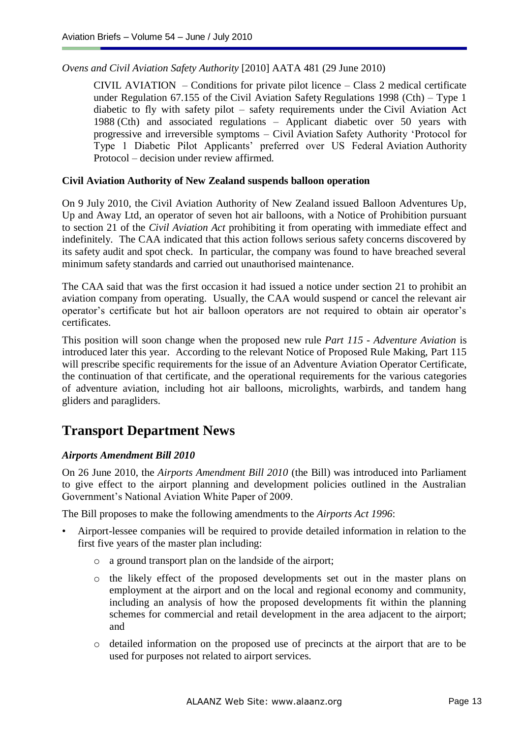*Ovens and Civil Aviation Safety Authority* [2010] AATA 481 (29 June 2010)

> CIVIL AVIATION – Conditions for private pilot licence – Class 2 medical certificate under Regulation 67.155 of the Civil Aviation Safety Regulations 1998 (Cth) – Type 1 diabetic to fly with safety pilot – safety requirements under the Civil Aviation Act 1988 (Cth) and associated regulations – Applicant diabetic over 50 years with progressive and irreversible symptoms – Civil Aviation Safety Authority 'Protocol for Type 1 Diabetic Pilot Applicants' preferred over US Federal Aviation Authority Protocol – decision under review affirmed.

**Civil Aviation Authority of New Zealand suspends balloon operation**

On 9 July 2010, the Civil Aviation Authority of New Zealand issued Balloon Adventures Up, Up and Away Ltd, an operator of seven hot air balloons, with a Notice of Prohibition pursuant to section 21 of the *Civil Aviation Act* prohibiting it from operating with immediate effect and indefinitely. The CAA indicated that this action follows serious safety concerns discovered by its safety audit and spot check. In particular, the company was found to have breached several minimum safety standards and carried out unauthorised maintenance.

The CAA said that was the first occasion it had issued a notice under section 21 to prohibit an aviation company from operating. Usually, the CAA would suspend or cancel the relevant air operator's certificate but hot air balloon operators are not required to obtain air operator's certificates.

This position will soon change when the proposed new rule *Part 115 - Adventure Aviation* is introduced later this year. According to the relevant Notice of Proposed Rule Making, Part 115 will prescribe specific requirements for the issue of an Adventure Aviation Operator Certificate, the continuation of that certificate, and the operational requirements for the various categories of adventure aviation, including hot air balloons, microlights, warbirds, and tandem hang gliders and paragliders.

## Transport Department News

### *Airports Amendment Bill 2010*

On 26 June 2010, the *Airports Amendment Bill 2010* (the Bill) was introduced into Parliament to give effect to the airport planning and development policies outlined in the Australian Government's National Aviation White Paper of 2009.

The Bill proposes to make the following amendments to the *Airports Act 1996*:

- Airport-lessee companies will be required to provide detailed information in relation to the first five years of the master plan including:
  - a ground transport plan on the landside of the airport;
  - the likely effect of the proposed developments set out in the master plans on employment at the airport and on the local and regional economy and community, including an analysis of how the proposed developments fit within the planning schemes for commercial and retail development in the area adjacent to the airport; and
  - detailed information on the proposed use of precincts at the airport that are to be used for purposes not related to airport services.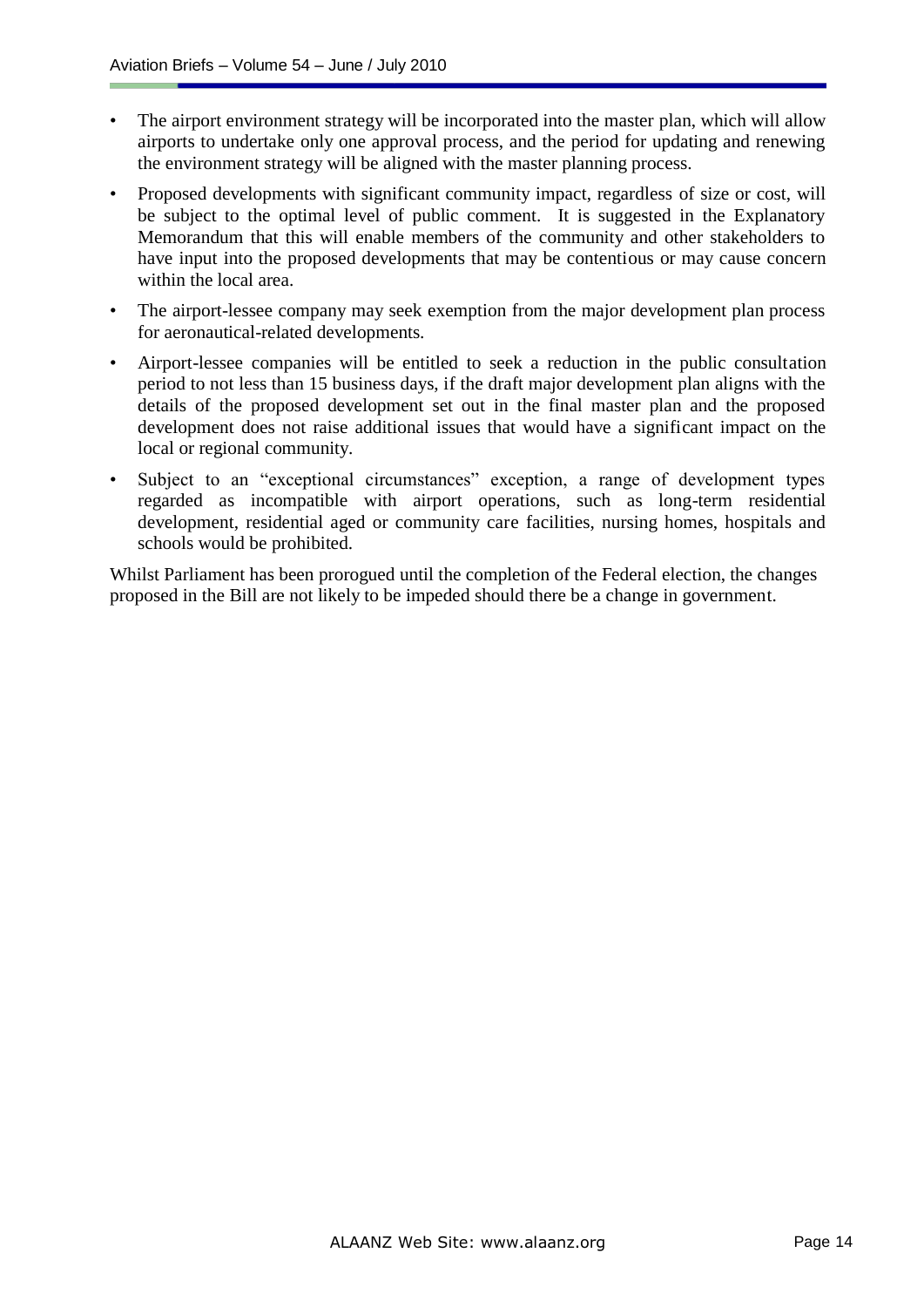- The airport environment strategy will be incorporated into the master plan, which will allow airports to undertake only one approval process, and the period for updating and renewing the environment strategy will be aligned with the master planning process.
- Proposed developments with significant community impact, regardless of size or cost, will be subject to the optimal level of public comment. It is suggested in the Explanatory Memorandum that this will enable members of the community and other stakeholders to have input into the proposed developments that may be contentious or may cause concern within the local area.
- The airport-lessee company may seek exemption from the major development plan process for aeronautical-related developments.
- Airport-lessee companies will be entitled to seek a reduction in the public consultation period to not less than 15 business days, if the draft major development plan aligns with the details of the proposed development set out in the final master plan and the proposed development does not raise additional issues that would have a significant impact on the local or regional community.
- Subject to an "exceptional circumstances" exception, a range of development types regarded as incompatible with airport operations, such as long-term residential development, residential aged or community care facilities, nursing homes, hospitals and schools would be prohibited.

Whilst Parliament has been prorogued until the completion of the Federal election, the changes proposed in the Bill are not likely to be impeded should there be a change in government.